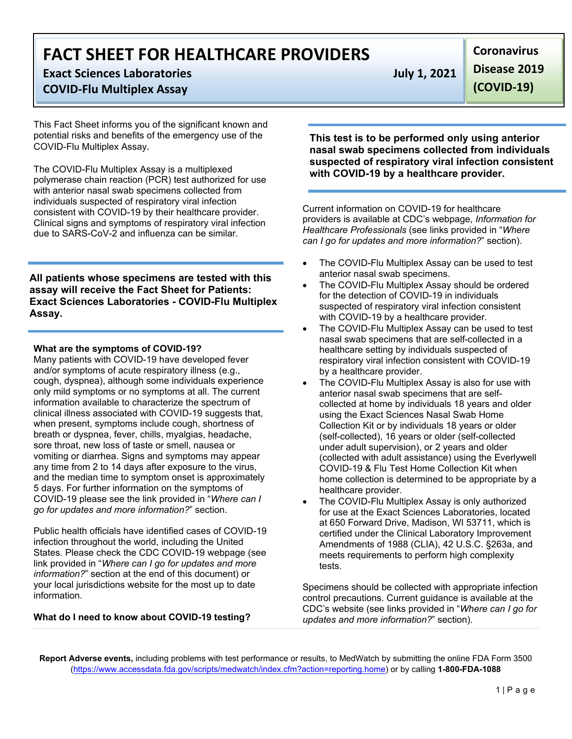# FACT SHEET FOR HEALTHCARE PROVIDERS

**Exact Sciences Laboratories**
**COVID-Flu Multiplex Assay**

**July 1, 2021**

**Coronavirus Disease 2019 (COVID-19)**

This Fact Sheet informs you of the significant known and potential risks and benefits of the emergency use of the COVID-Flu Multiplex Assay.

The COVID-Flu Multiplex Assay is a multiplexed polymerase chain reaction (PCR) test authorized for use with anterior nasal swab specimens collected from individuals suspected of respiratory viral infection consistent with COVID-19 by their healthcare provider. Clinical signs and symptoms of respiratory viral infection due to SARS-CoV-2 and influenza can be similar.

**All patients whose specimens are tested with this assay will receive the Fact Sheet for Patients: Exact Sciences Laboratories - COVID-Flu Multiplex Assay.**

**What are the symptoms of COVID-19?**

Many patients with COVID-19 have developed fever and/or symptoms of acute respiratory illness (e.g., cough, dyspnea), although some individuals experience only mild symptoms or no symptoms at all. The current information available to characterize the spectrum of clinical illness associated with COVID-19 suggests that, when present, symptoms include cough, shortness of breath or dyspnea, fever, chills, myalgias, headache, sore throat, new loss of taste or smell, nausea or vomiting or diarrhea. Signs and symptoms may appear any time from 2 to 14 days after exposure to the virus, and the median time to symptom onset is approximately 5 days. For further information on the symptoms of COVID-19 please see the link provided in "*Where can I go for updates and more information?*" section.

Public health officials have identified cases of COVID-19 infection throughout the world, including the United States. Please check the CDC COVID-19 webpage (see link provided in "*Where can I go for updates and more information?*" section at the end of this document) or your local jurisdictions website for the most up to date information.

**What do I need to know about COVID-19 testing?**

**This test is to be performed only using anterior nasal swab specimens collected from individuals suspected of respiratory viral infection consistent with COVID-19 by a healthcare provider.**

Current information on COVID-19 for healthcare providers is available at CDC's webpage, *Information for Healthcare Professionals* (see links provided in "*Where can I go for updates and more information?*" section).

- The COVID-Flu Multiplex Assay can be used to test anterior nasal swab specimens.
- The COVID-Flu Multiplex Assay should be ordered for the detection of COVID-19 in individuals suspected of respiratory viral infection consistent with COVID-19 by a healthcare provider.
- The COVID-Flu Multiplex Assay can be used to test nasal swab specimens that are self-collected in a healthcare setting by individuals suspected of respiratory viral infection consistent with COVID-19 by a healthcare provider.
- The COVID-Flu Multiplex Assay is also for use with anterior nasal swab specimens that are self-collected at home by individuals 18 years and older using the Exact Sciences Nasal Swab Home Collection Kit or by individuals 18 years or older (self-collected), 16 years or older (self-collected under adult supervision), or 2 years and older (collected with adult assistance) using the Everlywell COVID-19 & Flu Test Home Collection Kit when home collection is determined to be appropriate by a healthcare provider.
- The COVID-Flu Multiplex Assay is only authorized for use at the Exact Sciences Laboratories, located at 650 Forward Drive, Madison, WI 53711, which is certified under the Clinical Laboratory Improvement Amendments of 1988 (CLIA), 42 U.S.C. §263a, and meets requirements to perform high complexity tests.

Specimens should be collected with appropriate infection control precautions. Current guidance is available at the CDC's website (see links provided in "*Where can I go for updates and more information?*" section).

**Report Adverse events,** including problems with test performance or results, to MedWatch by submitting the online FDA Form 3500 (https://www.accessdata.fda.gov/scripts/medwatch/index.cfm?action=reporting.home) or by calling **1-800-FDA-1088**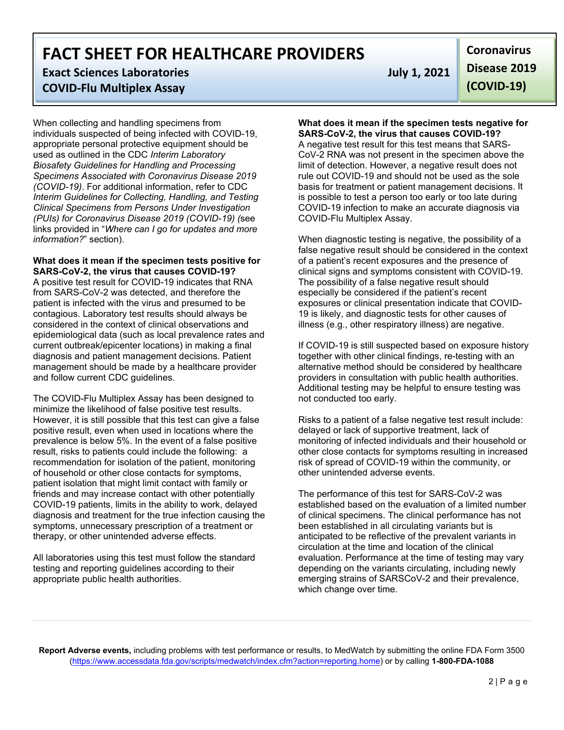When collecting and handling specimens from individuals suspected of being infected with COVID-19, appropriate personal protective equipment should be used as outlined in the CDC *Interim Laboratory Biosafety Guidelines for Handling and Processing Specimens Associated with Coronavirus Disease 2019 (COVID-19)*. For additional information, refer to CDC *Interim Guidelines for Collecting, Handling, and Testing Clinical Specimens from Persons Under Investigation (PUIs) for Coronavirus Disease 2019 (COVID-19) (*see links provided in "*Where can I go for updates and more information?*" section).

**What does it mean if the specimen tests positive for SARS-CoV-2, the virus that causes COVID-19?**

A positive test result for COVID-19 indicates that RNA from SARS-CoV-2 was detected, and therefore the patient is infected with the virus and presumed to be contagious. Laboratory test results should always be considered in the context of clinical observations and epidemiological data (such as local prevalence rates and current outbreak/epicenter locations) in making a final diagnosis and patient management decisions. Patient management should be made by a healthcare provider and follow current CDC guidelines.

The COVID-Flu Multiplex Assay has been designed to minimize the likelihood of false positive test results. However, it is still possible that this test can give a false positive result, even when used in locations where the prevalence is below 5%. In the event of a false positive result, risks to patients could include the following: a recommendation for isolation of the patient, monitoring of household or other close contacts for symptoms, patient isolation that might limit contact with family or friends and may increase contact with other potentially COVID-19 patients, limits in the ability to work, delayed diagnosis and treatment for the true infection causing the symptoms, unnecessary prescription of a treatment or therapy, or other unintended adverse effects.

All laboratories using this test must follow the standard testing and reporting guidelines according to their appropriate public health authorities.

**What does it mean if the specimen tests negative for SARS-CoV-2, the virus that causes COVID-19?**

A negative test result for this test means that SARS-CoV-2 RNA was not present in the specimen above the limit of detection. However, a negative result does not rule out COVID-19 and should not be used as the sole basis for treatment or patient management decisions. It is possible to test a person too early or too late during COVID-19 infection to make an accurate diagnosis via COVID-Flu Multiplex Assay.

When diagnostic testing is negative, the possibility of a false negative result should be considered in the context of a patient's recent exposures and the presence of clinical signs and symptoms consistent with COVID-19. The possibility of a false negative result should especially be considered if the patient's recent exposures or clinical presentation indicate that COVID-19 is likely, and diagnostic tests for other causes of illness (e.g., other respiratory illness) are negative.

If COVID-19 is still suspected based on exposure history together with other clinical findings, re-testing with an alternative method should be considered by healthcare providers in consultation with public health authorities. Additional testing may be helpful to ensure testing was not conducted too early.

Risks to a patient of a false negative test result include: delayed or lack of supportive treatment, lack of monitoring of infected individuals and their household or other close contacts for symptoms resulting in increased risk of spread of COVID-19 within the community, or other unintended adverse events.

The performance of this test for SARS-CoV-2 was established based on the evaluation of a limited number of clinical specimens. The clinical performance has not been established in all circulating variants but is anticipated to be reflective of the prevalent variants in circulation at the time and location of the clinical evaluation. Performance at the time of testing may vary depending on the variants circulating, including newly emerging strains of SARSCoV-2 and their prevalence, which change over time.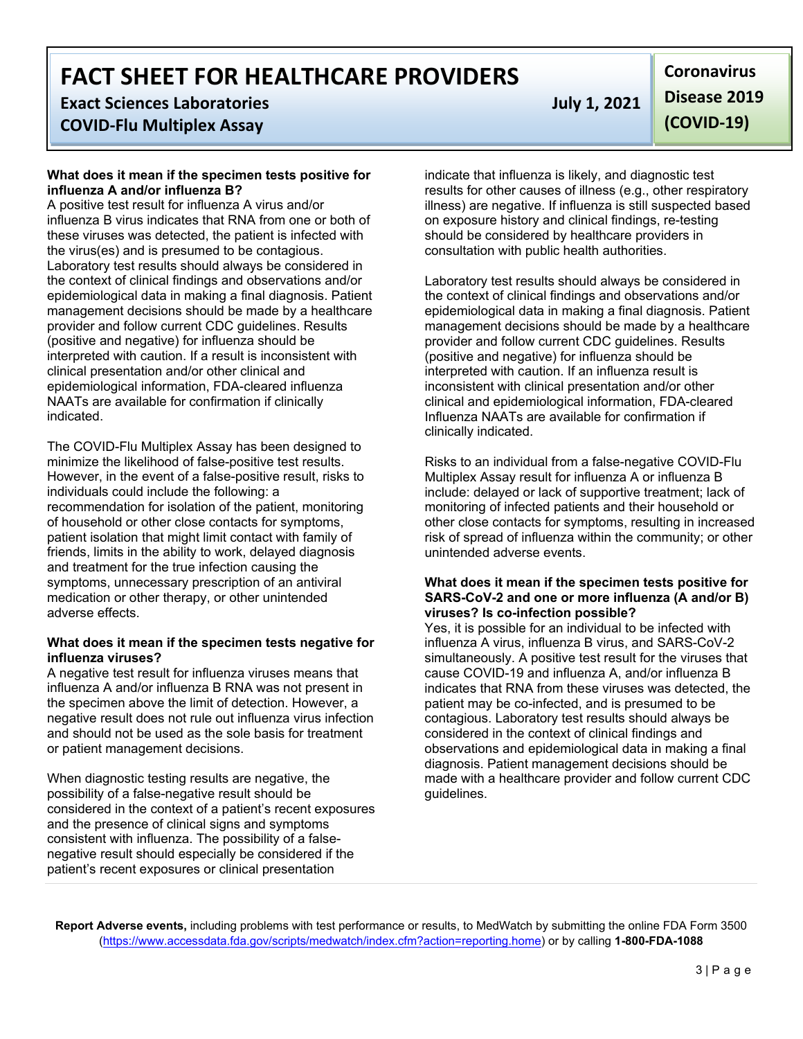**What does it mean if the specimen tests positive for influenza A and/or influenza B?**

A positive test result for influenza A virus and/or influenza B virus indicates that RNA from one or both of these viruses was detected, the patient is infected with the virus(es) and is presumed to be contagious. Laboratory test results should always be considered in the context of clinical findings and observations and/or epidemiological data in making a final diagnosis. Patient management decisions should be made by a healthcare provider and follow current CDC guidelines. Results (positive and negative) for influenza should be interpreted with caution. If a result is inconsistent with clinical presentation and/or other clinical and epidemiological information, FDA-cleared influenza NAATs are available for confirmation if clinically indicated.

The COVID-Flu Multiplex Assay has been designed to minimize the likelihood of false-positive test results. However, in the event of a false-positive result, risks to individuals could include the following: a recommendation for isolation of the patient, monitoring of household or other close contacts for symptoms, patient isolation that might limit contact with family of friends, limits in the ability to work, delayed diagnosis and treatment for the true infection causing the symptoms, unnecessary prescription of an antiviral medication or other therapy, or other unintended adverse effects.

**What does it mean if the specimen tests negative for influenza viruses?**

A negative test result for influenza viruses means that influenza A and/or influenza B RNA was not present in the specimen above the limit of detection. However, a negative result does not rule out influenza virus infection and should not be used as the sole basis for treatment or patient management decisions.

When diagnostic testing results are negative, the possibility of a false-negative result should be considered in the context of a patient's recent exposures and the presence of clinical signs and symptoms consistent with influenza. The possibility of a false-negative result should especially be considered if the patient's recent exposures or clinical presentation indicate that influenza is likely, and diagnostic test results for other causes of illness (e.g., other respiratory illness) are negative. If influenza is still suspected based on exposure history and clinical findings, re-testing should be considered by healthcare providers in consultation with public health authorities.

Laboratory test results should always be considered in the context of clinical findings and observations and/or epidemiological data in making a final diagnosis. Patient management decisions should be made by a healthcare provider and follow current CDC guidelines. Results (positive and negative) for influenza should be interpreted with caution. If an influenza result is inconsistent with clinical presentation and/or other clinical and epidemiological information, FDA-cleared Influenza NAATs are available for confirmation if clinically indicated.

Risks to an individual from a false-negative COVID-Flu Multiplex Assay result for influenza A or influenza B include: delayed or lack of supportive treatment; lack of monitoring of infected patients and their household or other close contacts for symptoms, resulting in increased risk of spread of influenza within the community; or other unintended adverse events.

**What does it mean if the specimen tests positive for SARS-CoV-2 and one or more influenza (A and/or B) viruses? Is co-infection possible?**

Yes, it is possible for an individual to be infected with influenza A virus, influenza B virus, and SARS-CoV-2 simultaneously. A positive test result for the viruses that cause COVID-19 and influenza A, and/or influenza B indicates that RNA from these viruses was detected, the patient may be co-infected, and is presumed to be contagious. Laboratory test results should always be considered in the context of clinical findings and observations and epidemiological data in making a final diagnosis. Patient management decisions should be made with a healthcare provider and follow current CDC guidelines.

**Report Adverse events,** including problems with test performance or results, to MedWatch by submitting the online FDA Form 3500 (https://www.accessdata.fda.gov/scripts/medwatch/index.cfm?action=reporting.home) or by calling **1-800-FDA-1088**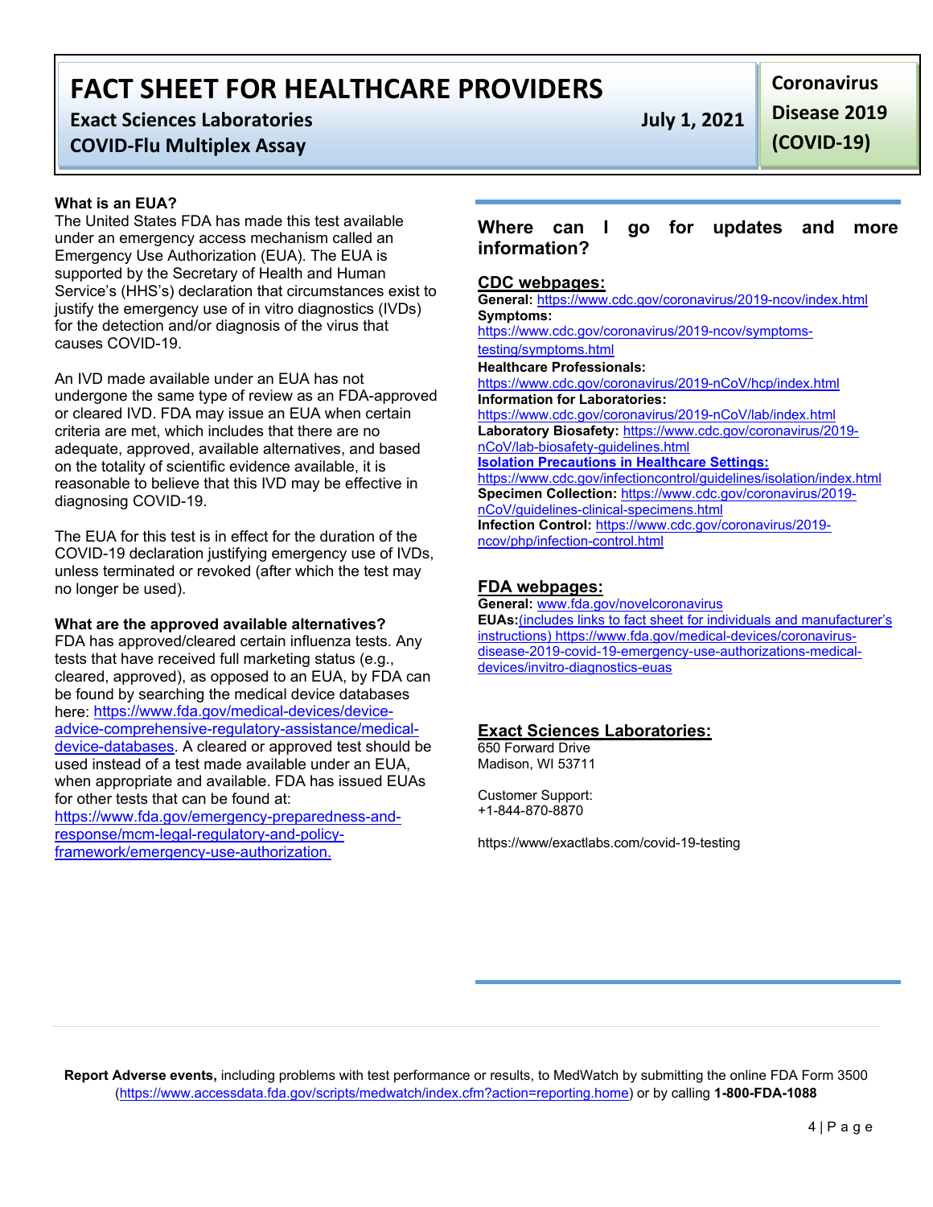# FACT SHEET FOR HEALTHCARE PROVIDERS

**Exact Sciences Laboratories**
**COVID-Flu Multiplex Assay**

**July 1, 2021**

**Coronavirus Disease 2019 (COVID-19)**

**What is an EUA?**

The United States FDA has made this test available under an emergency access mechanism called an Emergency Use Authorization (EUA). The EUA is supported by the Secretary of Health and Human Service's (HHS's) declaration that circumstances exist to justify the emergency use of in vitro diagnostics (IVDs) for the detection and/or diagnosis of the virus that causes COVID-19.

An IVD made available under an EUA has not undergone the same type of review as an FDA-approved or cleared IVD. FDA may issue an EUA when certain criteria are met, which includes that there are no adequate, approved, available alternatives, and based on the totality of scientific evidence available, it is reasonable to believe that this IVD may be effective in diagnosing COVID-19.

The EUA for this test is in effect for the duration of the COVID-19 declaration justifying emergency use of IVDs, unless terminated or revoked (after which the test may no longer be used).

**What are the approved available alternatives?**

FDA has approved/cleared certain influenza tests. Any tests that have received full marketing status (e.g., cleared, approved), as opposed to an EUA, by FDA can be found by searching the medical device databases here: https://www.fda.gov/medical-devices/device-advice-comprehensive-regulatory-assistance/medical-device-databases. A cleared or approved test should be used instead of a test made available under an EUA, when appropriate and available. FDA has issued EUAs for other tests that can be found at: https://www.fda.gov/emergency-preparedness-and-response/mcm-legal-regulatory-and-policy-framework/emergency-use-authorization.

## Where can I go for updates and more information?

**CDC webpages:**

**General:** https://www.cdc.gov/coronavirus/2019-ncov/index.html
**Symptoms:** https://www.cdc.gov/coronavirus/2019-ncov/symptoms-testing/symptoms.html
**Healthcare Professionals:** https://www.cdc.gov/coronavirus/2019-nCoV/hcp/index.html
**Information for Laboratories:** https://www.cdc.gov/coronavirus/2019-nCoV/lab/index.html
**Laboratory Biosafety:** https://www.cdc.gov/coronavirus/2019-nCoV/lab-biosafety-guidelines.html
**Isolation Precautions in Healthcare Settings:** https://www.cdc.gov/infectioncontrol/guidelines/isolation/index.html
**Specimen Collection:** https://www.cdc.gov/coronavirus/2019-nCoV/guidelines-clinical-specimens.html
**Infection Control:** https://www.cdc.gov/coronavirus/2019-ncov/php/infection-control.html

**FDA webpages:**

**General:** www.fda.gov/novelcoronavirus
**EUAs:** (includes links to fact sheet for individuals and manufacturer's instructions) https://www.fda.gov/medical-devices/coronavirus-disease-2019-covid-19-emergency-use-authorizations-medical-devices/invitro-diagnostics-euas

**Exact Sciences Laboratories:**

650 Forward Drive
Madison, WI 53711

Customer Support:
+1-844-870-8870

https://www/exactlabs.com/covid-19-testing

**Report Adverse events,** including problems with test performance or results, to MedWatch by submitting the online FDA Form 3500 (https://www.accessdata.fda.gov/scripts/medwatch/index.cfm?action=reporting.home) or by calling **1-800-FDA-1088**